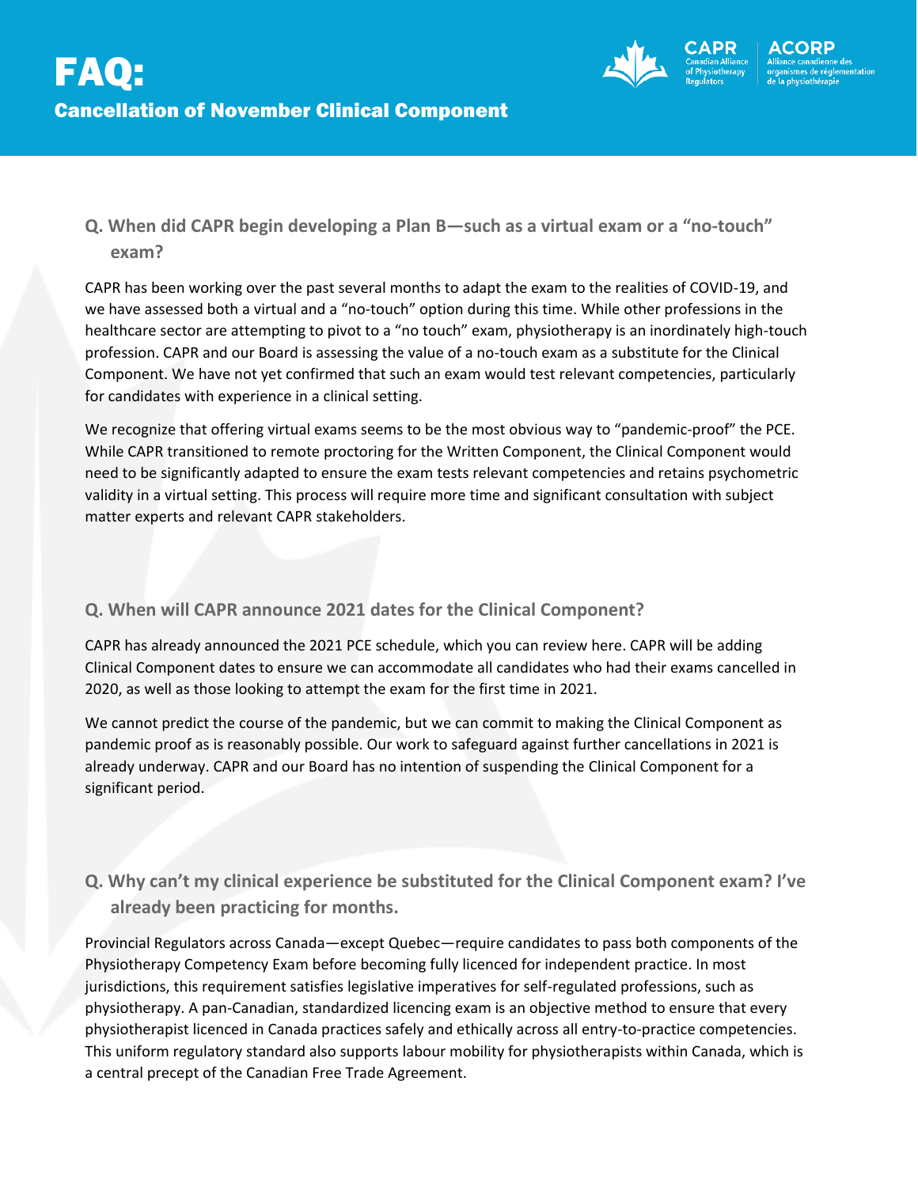# FAQ:

## Cancellation of November Clinical Component

CAPR Canadian Alliance of Physiotherapy Regulators | ACORP Alliance canadienne des organismes de réglementation de la physiothérapie

### Q. When did CAPR begin developing a Plan B—such as a virtual exam or a "no-touch" exam?

CAPR has been working over the past several months to adapt the exam to the realities of COVID-19, and we have assessed both a virtual and a "no-touch" option during this time. While other professions in the healthcare sector are attempting to pivot to a "no touch" exam, physiotherapy is an inordinately high-touch profession. CAPR and our Board is assessing the value of a no-touch exam as a substitute for the Clinical Component. We have not yet confirmed that such an exam would test relevant competencies, particularly for candidates with experience in a clinical setting.

We recognize that offering virtual exams seems to be the most obvious way to "pandemic-proof" the PCE. While CAPR transitioned to remote proctoring for the Written Component, the Clinical Component would need to be significantly adapted to ensure the exam tests relevant competencies and retains psychometric validity in a virtual setting. This process will require more time and significant consultation with subject matter experts and relevant CAPR stakeholders.

### Q. When will CAPR announce 2021 dates for the Clinical Component?

CAPR has already announced the 2021 PCE schedule, which you can review here. CAPR will be adding Clinical Component dates to ensure we can accommodate all candidates who had their exams cancelled in 2020, as well as those looking to attempt the exam for the first time in 2021.

We cannot predict the course of the pandemic, but we can commit to making the Clinical Component as pandemic proof as is reasonably possible. Our work to safeguard against further cancellations in 2021 is already underway. CAPR and our Board has no intention of suspending the Clinical Component for a significant period.

### Q. Why can't my clinical experience be substituted for the Clinical Component exam? I've already been practicing for months.

Provincial Regulators across Canada—except Quebec—require candidates to pass both components of the Physiotherapy Competency Exam before becoming fully licenced for independent practice. In most jurisdictions, this requirement satisfies legislative imperatives for self-regulated professions, such as physiotherapy. A pan-Canadian, standardized licencing exam is an objective method to ensure that every physiotherapist licenced in Canada practices safely and ethically across all entry-to-practice competencies. This uniform regulatory standard also supports labour mobility for physiotherapists within Canada, which is a central precept of the Canadian Free Trade Agreement.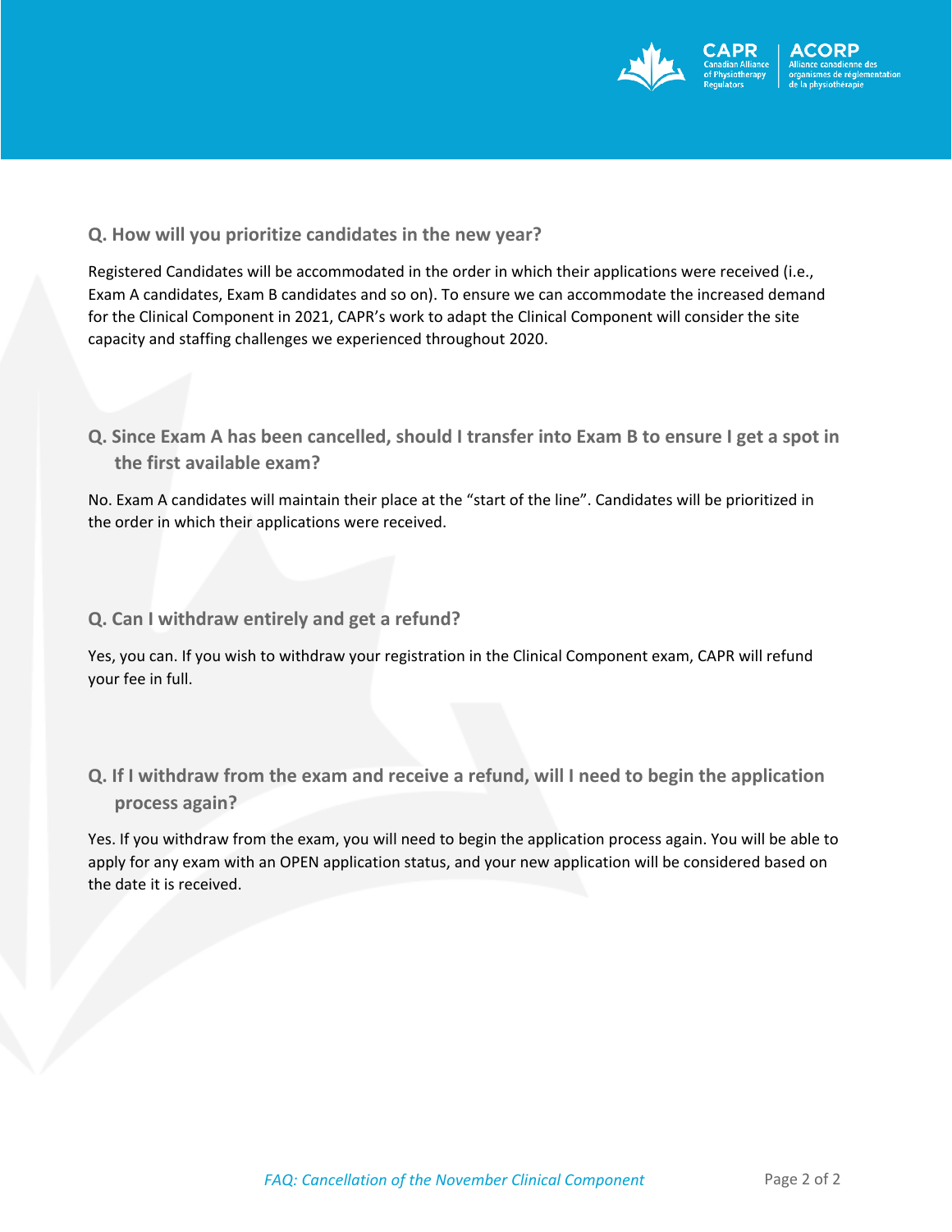### Q. How will you prioritize candidates in the new year?

Registered Candidates will be accommodated in the order in which their applications were received (i.e., Exam A candidates, Exam B candidates and so on). To ensure we can accommodate the increased demand for the Clinical Component in 2021, CAPR's work to adapt the Clinical Component will consider the site capacity and staffing challenges we experienced throughout 2020.

### Q. Since Exam A has been cancelled, should I transfer into Exam B to ensure I get a spot in the first available exam?

No. Exam A candidates will maintain their place at the "start of the line". Candidates will be prioritized in the order in which their applications were received.

### Q. Can I withdraw entirely and get a refund?

Yes, you can. If you wish to withdraw your registration in the Clinical Component exam, CAPR will refund your fee in full.

### Q. If I withdraw from the exam and receive a refund, will I need to begin the application process again?

Yes. If you withdraw from the exam, you will need to begin the application process again. You will be able to apply for any exam with an OPEN application status, and your new application will be considered based on the date it is received.